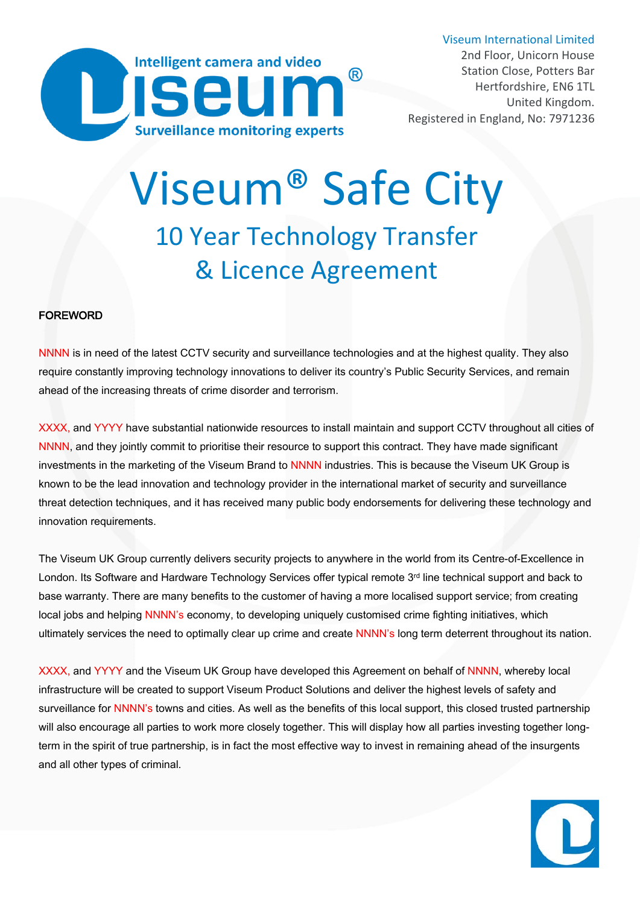Intelligent camera and video

Viseum®

Surveillance monitoring experts

Viseum International Limited
2nd Floor, Unicorn House
Station Close, Potters Bar
Hertfordshire, EN6 1TL
United Kingdom.
Registered in England, No: 7971236

# Viseum® Safe City

## 10 Year Technology Transfer & Licence Agreement

**FOREWORD**

NNNN is in need of the latest CCTV security and surveillance technologies and at the highest quality. They also require constantly improving technology innovations to deliver its country's Public Security Services, and remain ahead of the increasing threats of crime disorder and terrorism.

XXXX, and YYYY have substantial nationwide resources to install maintain and support CCTV throughout all cities of NNNN, and they jointly commit to prioritise their resource to support this contract. They have made significant investments in the marketing of the Viseum Brand to NNNN industries. This is because the Viseum UK Group is known to be the lead innovation and technology provider in the international market of security and surveillance threat detection techniques, and it has received many public body endorsements for delivering these technology and innovation requirements.

The Viseum UK Group currently delivers security projects to anywhere in the world from its Centre-of-Excellence in London. Its Software and Hardware Technology Services offer typical remote 3rd line technical support and back to base warranty. There are many benefits to the customer of having a more localised support service; from creating local jobs and helping NNNN's economy, to developing uniquely customised crime fighting initiatives, which ultimately services the need to optimally clear up crime and create NNNN's long term deterrent throughout its nation.

XXXX, and YYYY and the Viseum UK Group have developed this Agreement on behalf of NNNN, whereby local infrastructure will be created to support Viseum Product Solutions and deliver the highest levels of safety and surveillance for NNNN's towns and cities. As well as the benefits of this local support, this closed trusted partnership will also encourage all parties to work more closely together. This will display how all parties investing together long-term in the spirit of true partnership, is in fact the most effective way to invest in remaining ahead of the insurgents and all other types of criminal.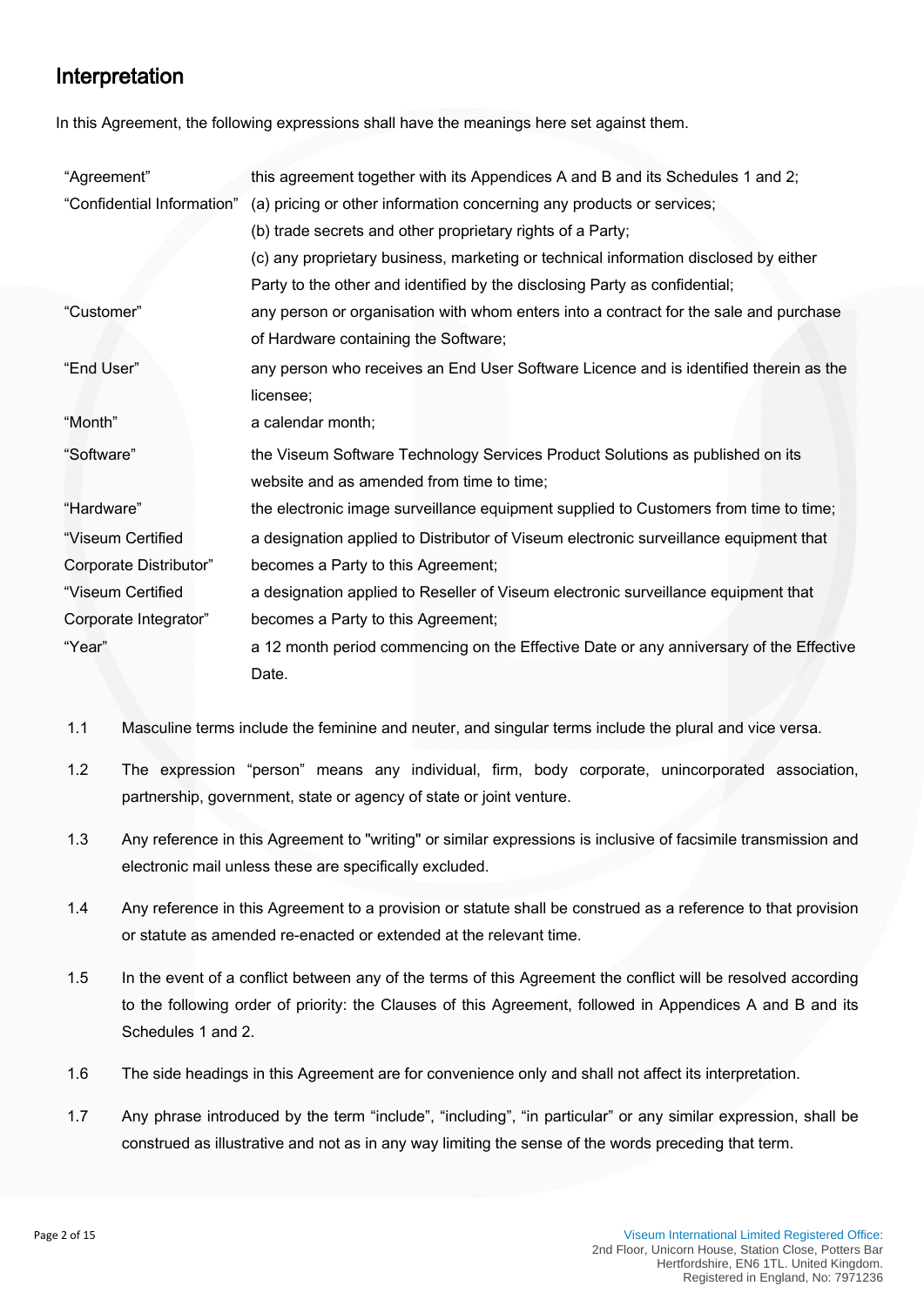## Interpretation

In this Agreement, the following expressions shall have the meanings here set against them.

| | |
|---|---|
| “Agreement” | this agreement together with its Appendices A and B and its Schedules 1 and 2; |
| “Confidential Information” | (a) pricing or other information concerning any products or services;<br>(b) trade secrets and other proprietary rights of a Party;<br>(c) any proprietary business, marketing or technical information disclosed by either Party to the other and identified by the disclosing Party as confidential; |
| “Customer” | any person or organisation with whom enters into a contract for the sale and purchase of Hardware containing the Software; |
| “End User” | any person who receives an End User Software Licence and is identified therein as the licensee; |
| “Month” | a calendar month; |
| “Software” | the Viseum Software Technology Services Product Solutions as published on its website and as amended from time to time; |
| “Hardware” | the electronic image surveillance equipment supplied to Customers from time to time; |
| “Viseum Certified Corporate Distributor” | a designation applied to Distributor of Viseum electronic surveillance equipment that becomes a Party to this Agreement; |
| “Viseum Certified Corporate Integrator” | a designation applied to Reseller of Viseum electronic surveillance equipment that becomes a Party to this Agreement; |
| “Year” | a 12 month period commencing on the Effective Date or any anniversary of the Effective Date. |

1.1 Masculine terms include the feminine and neuter, and singular terms include the plural and vice versa.

1.2 The expression “person” means any individual, firm, body corporate, unincorporated association, partnership, government, state or agency of state or joint venture.

1.3 Any reference in this Agreement to "writing" or similar expressions is inclusive of facsimile transmission and electronic mail unless these are specifically excluded.

1.4 Any reference in this Agreement to a provision or statute shall be construed as a reference to that provision or statute as amended re-enacted or extended at the relevant time.

1.5 In the event of a conflict between any of the terms of this Agreement the conflict will be resolved according to the following order of priority: the Clauses of this Agreement, followed in Appendices A and B and its Schedules 1 and 2.

1.6 The side headings in this Agreement are for convenience only and shall not affect its interpretation.

1.7 Any phrase introduced by the term “include”, “including”, “in particular” or any similar expression, shall be construed as illustrative and not as in any way limiting the sense of the words preceding that term.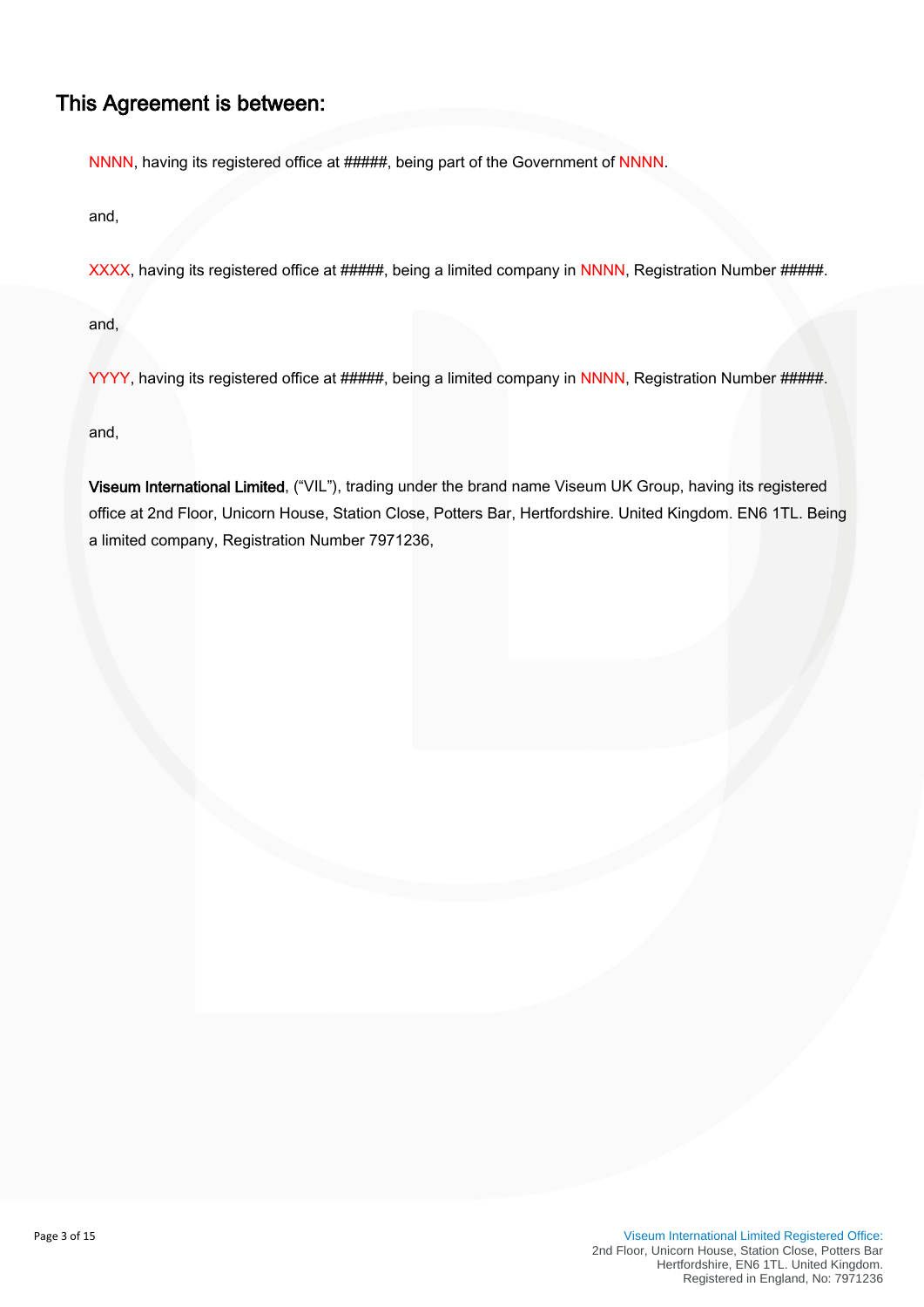## This Agreement is between:

NNNN, having its registered office at #####, being part of the Government of NNNN.

and,

XXXX, having its registered office at #####, being a limited company in NNNN, Registration Number #####.

and,

YYYY, having its registered office at #####, being a limited company in NNNN, Registration Number #####.

and,

**Viseum International Limited**, ("VIL"), trading under the brand name Viseum UK Group, having its registered office at 2nd Floor, Unicorn House, Station Close, Potters Bar, Hertfordshire. United Kingdom. EN6 1TL. Being a limited company, Registration Number 7971236,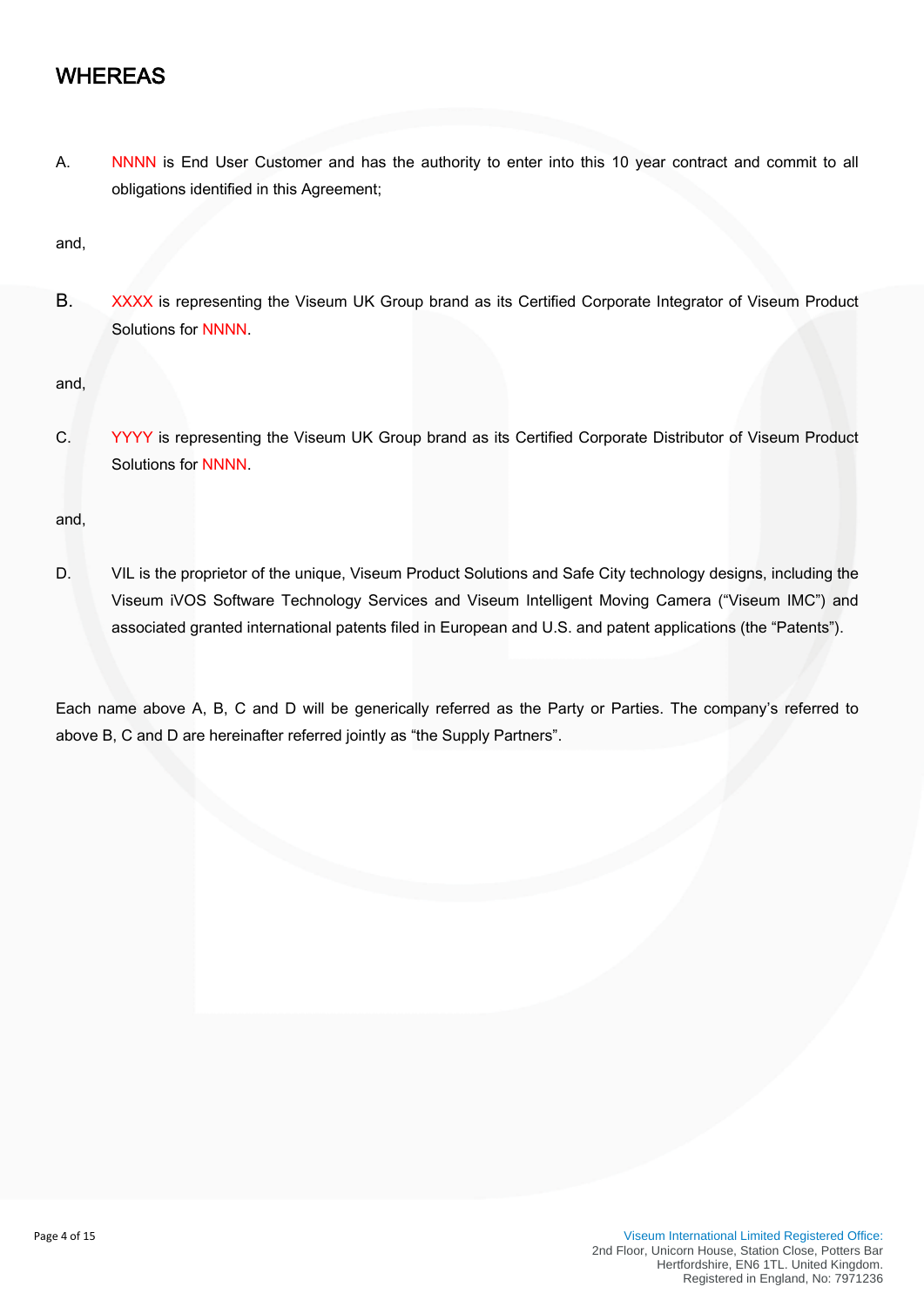# WHEREAS

A. NNNN is End User Customer and has the authority to enter into this 10 year contract and commit to all obligations identified in this Agreement;

and,

B. XXXX is representing the Viseum UK Group brand as its Certified Corporate Integrator of Viseum Product Solutions for NNNN.

and,

C. YYYY is representing the Viseum UK Group brand as its Certified Corporate Distributor of Viseum Product Solutions for NNNN.

and,

D. VIL is the proprietor of the unique, Viseum Product Solutions and Safe City technology designs, including the Viseum iVOS Software Technology Services and Viseum Intelligent Moving Camera ("Viseum IMC") and associated granted international patents filed in European and U.S. and patent applications (the "Patents").

Each name above A, B, C and D will be generically referred as the Party or Parties. The company's referred to above B, C and D are hereinafter referred jointly as "the Supply Partners".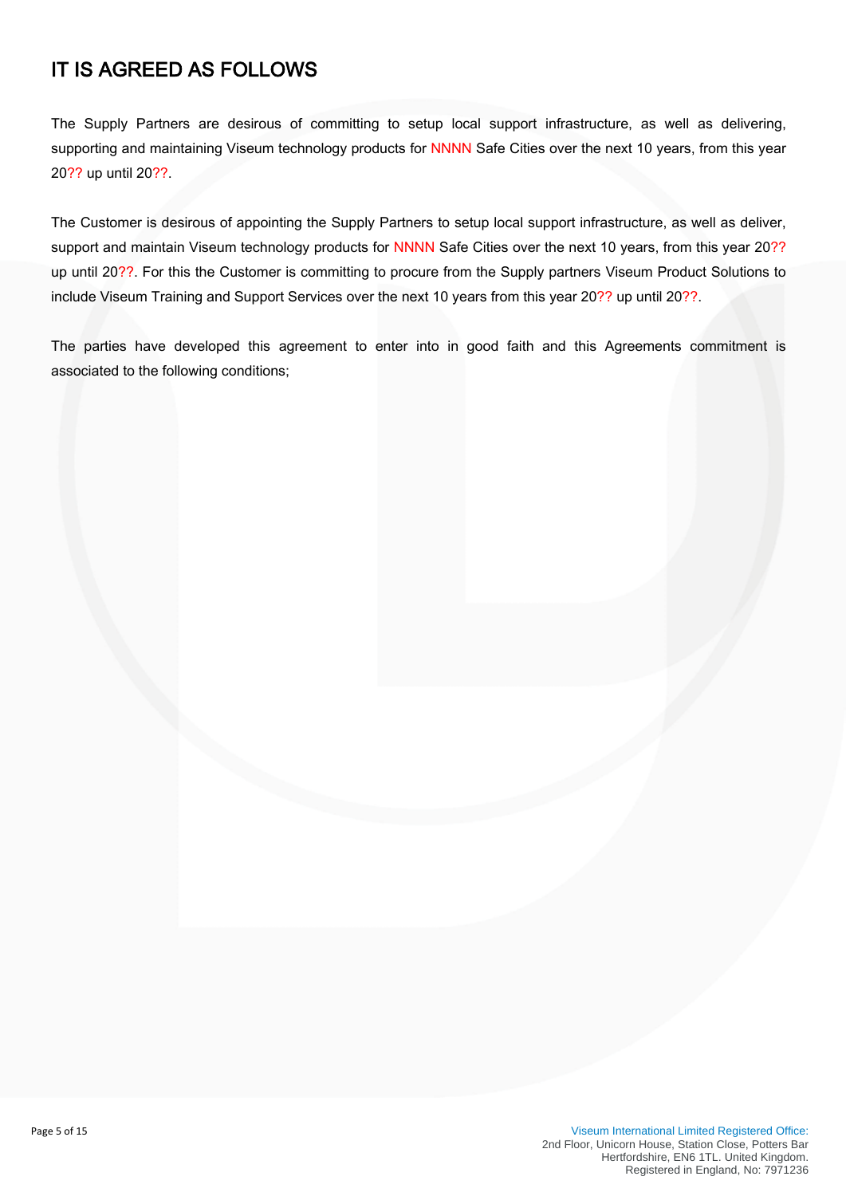# IT IS AGREED AS FOLLOWS

The Supply Partners are desirous of committing to setup local support infrastructure, as well as delivering, supporting and maintaining Viseum technology products for NNNN Safe Cities over the next 10 years, from this year 20?? up until 20??.

The Customer is desirous of appointing the Supply Partners to setup local support infrastructure, as well as deliver, support and maintain Viseum technology products for NNNN Safe Cities over the next 10 years, from this year 20?? up until 20??. For this the Customer is committing to procure from the Supply partners Viseum Product Solutions to include Viseum Training and Support Services over the next 10 years from this year 20?? up until 20??.

The parties have developed this agreement to enter into in good faith and this Agreements commitment is associated to the following conditions;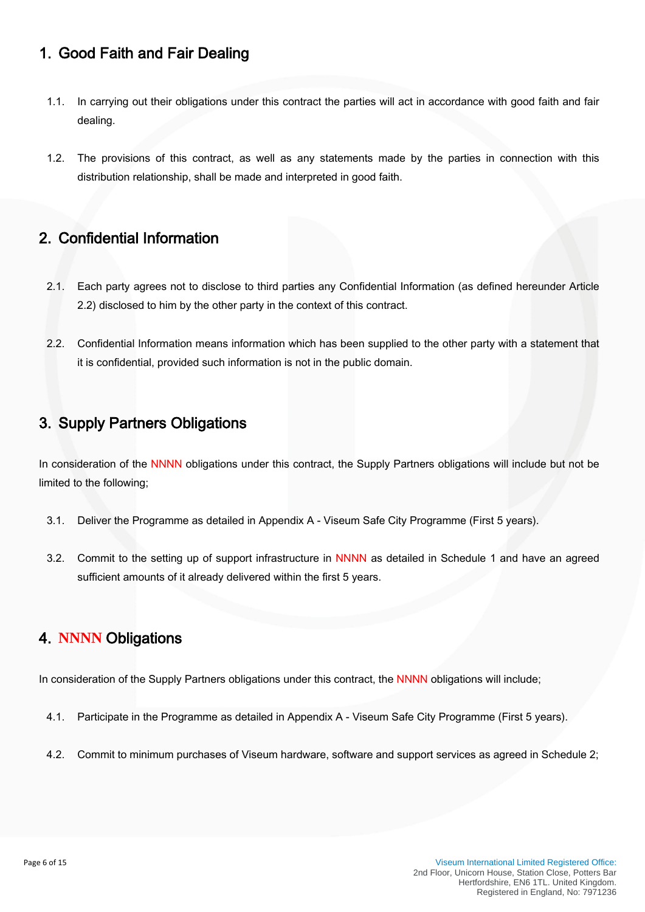# 1. Good Faith and Fair Dealing

1.1. In carrying out their obligations under this contract the parties will act in accordance with good faith and fair dealing.

1.2. The provisions of this contract, as well as any statements made by the parties in connection with this distribution relationship, shall be made and interpreted in good faith.

# 2. Confidential Information

2.1. Each party agrees not to disclose to third parties any Confidential Information (as defined hereunder Article 2.2) disclosed to him by the other party in the context of this contract.

2.2. Confidential Information means information which has been supplied to the other party with a statement that it is confidential, provided such information is not in the public domain.

# 3. Supply Partners Obligations

In consideration of the NNNN obligations under this contract, the Supply Partners obligations will include but not be limited to the following;

3.1. Deliver the Programme as detailed in Appendix A - Viseum Safe City Programme (First 5 years).

3.2. Commit to the setting up of support infrastructure in NNNN as detailed in Schedule 1 and have an agreed sufficient amounts of it already delivered within the first 5 years.

# 4. NNNN Obligations

In consideration of the Supply Partners obligations under this contract, the NNNN obligations will include;

4.1. Participate in the Programme as detailed in Appendix A - Viseum Safe City Programme (First 5 years).

4.2. Commit to minimum purchases of Viseum hardware, software and support services as agreed in Schedule 2;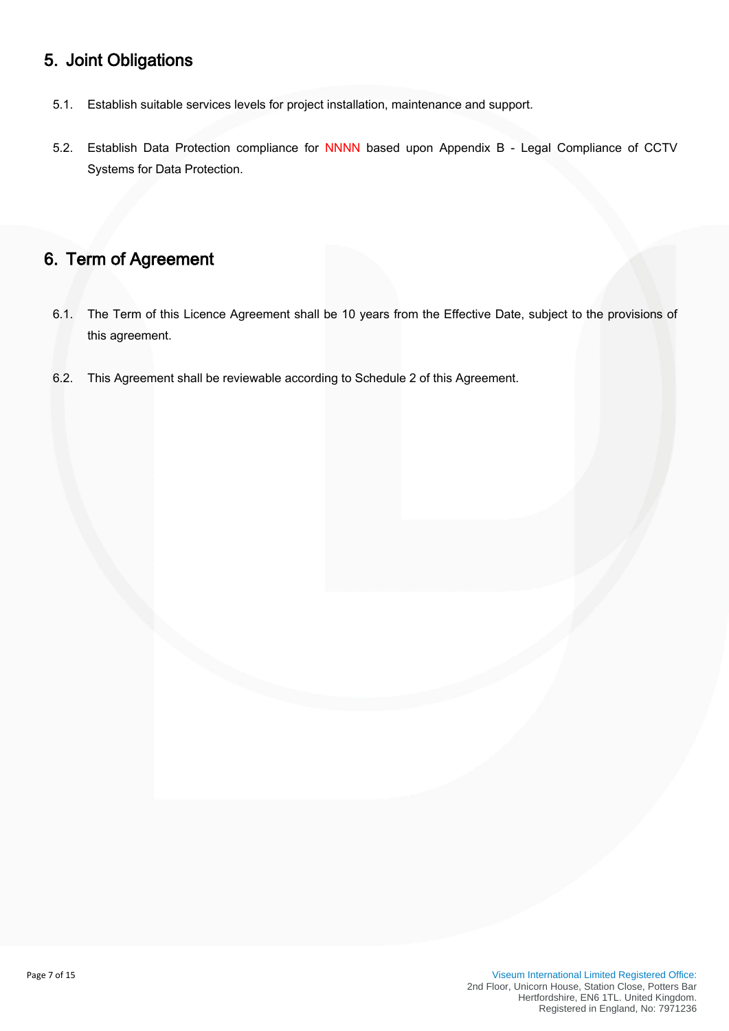## 5. Joint Obligations

5.1. Establish suitable services levels for project installation, maintenance and support.

5.2. Establish Data Protection compliance for NNNN based upon Appendix B - Legal Compliance of CCTV Systems for Data Protection.

## 6. Term of Agreement

6.1. The Term of this Licence Agreement shall be 10 years from the Effective Date, subject to the provisions of this agreement.

6.2. This Agreement shall be reviewable according to Schedule 2 of this Agreement.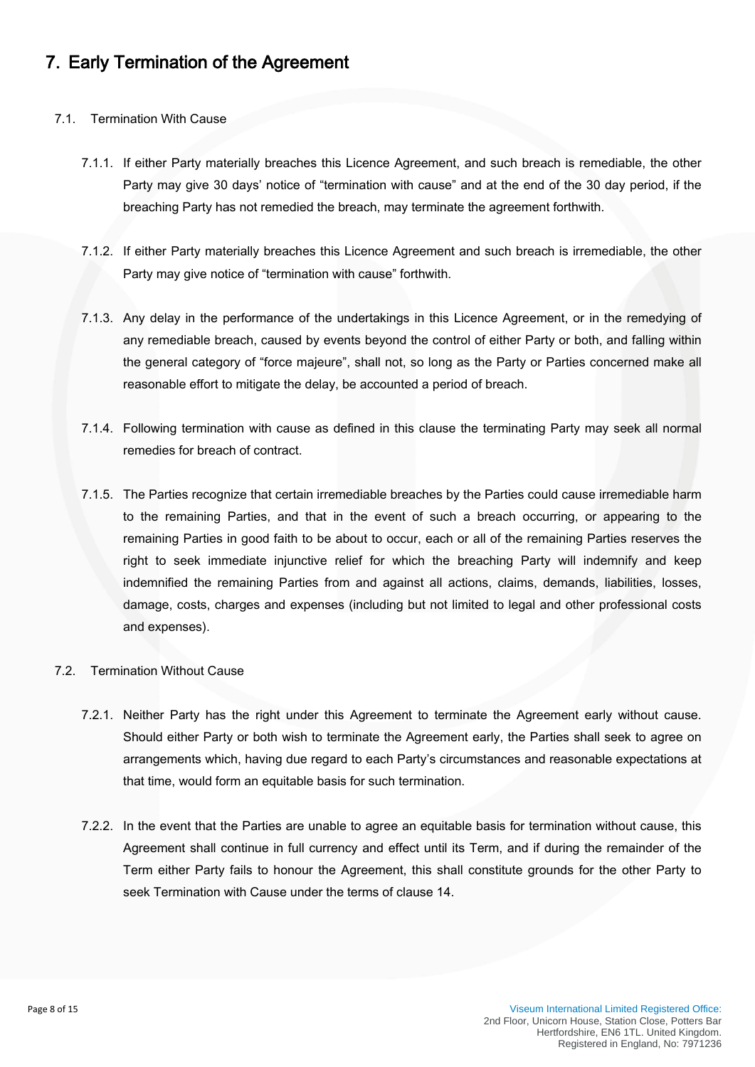# 7. Early Termination of the Agreement

7.1. Termination With Cause

7.1.1. If either Party materially breaches this Licence Agreement, and such breach is remediable, the other Party may give 30 days' notice of "termination with cause" and at the end of the 30 day period, if the breaching Party has not remedied the breach, may terminate the agreement forthwith.

7.1.2. If either Party materially breaches this Licence Agreement and such breach is irremediable, the other Party may give notice of "termination with cause" forthwith.

7.1.3. Any delay in the performance of the undertakings in this Licence Agreement, or in the remedying of any remediable breach, caused by events beyond the control of either Party or both, and falling within the general category of "force majeure", shall not, so long as the Party or Parties concerned make all reasonable effort to mitigate the delay, be accounted a period of breach.

7.1.4. Following termination with cause as defined in this clause the terminating Party may seek all normal remedies for breach of contract.

7.1.5. The Parties recognize that certain irremediable breaches by the Parties could cause irremediable harm to the remaining Parties, and that in the event of such a breach occurring, or appearing to the remaining Parties in good faith to be about to occur, each or all of the remaining Parties reserves the right to seek immediate injunctive relief for which the breaching Party will indemnify and keep indemnified the remaining Parties from and against all actions, claims, demands, liabilities, losses, damage, costs, charges and expenses (including but not limited to legal and other professional costs and expenses).

7.2. Termination Without Cause

7.2.1. Neither Party has the right under this Agreement to terminate the Agreement early without cause. Should either Party or both wish to terminate the Agreement early, the Parties shall seek to agree on arrangements which, having due regard to each Party's circumstances and reasonable expectations at that time, would form an equitable basis for such termination.

7.2.2. In the event that the Parties are unable to agree an equitable basis for termination without cause, this Agreement shall continue in full currency and effect until its Term, and if during the remainder of the Term either Party fails to honour the Agreement, this shall constitute grounds for the other Party to seek Termination with Cause under the terms of clause 14.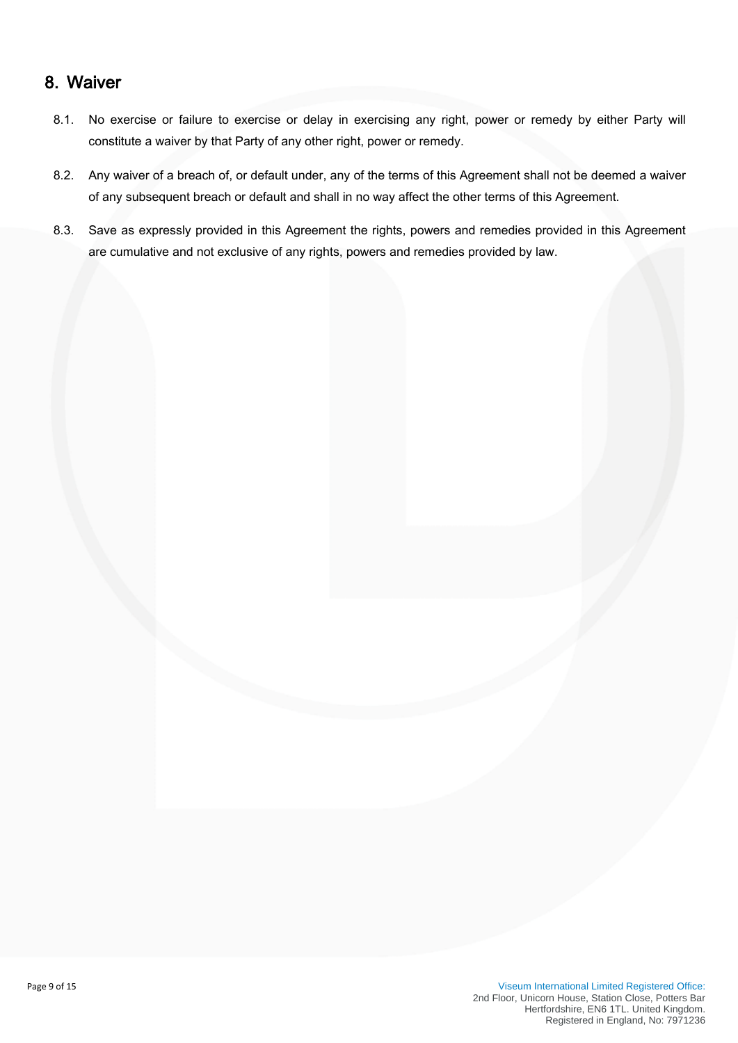## 8. Waiver

8.1. No exercise or failure to exercise or delay in exercising any right, power or remedy by either Party will constitute a waiver by that Party of any other right, power or remedy.

8.2. Any waiver of a breach of, or default under, any of the terms of this Agreement shall not be deemed a waiver of any subsequent breach or default and shall in no way affect the other terms of this Agreement.

8.3. Save as expressly provided in this Agreement the rights, powers and remedies provided in this Agreement are cumulative and not exclusive of any rights, powers and remedies provided by law.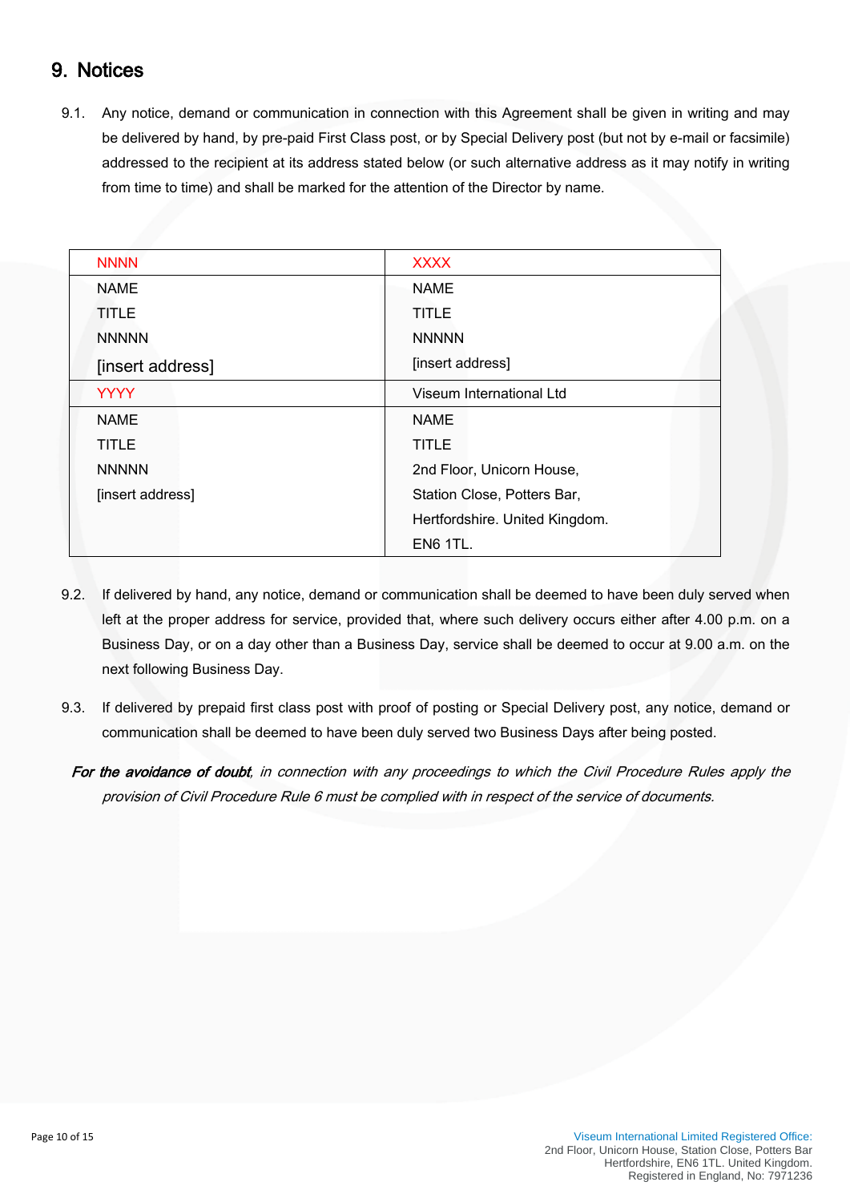## 9. Notices

9.1. Any notice, demand or communication in connection with this Agreement shall be given in writing and may be delivered by hand, by pre-paid First Class post, or by Special Delivery post (but not by e-mail or facsimile) addressed to the recipient at its address stated below (or such alternative address as it may notify in writing from time to time) and shall be marked for the attention of the Director by name.

| NNNN | XXXX |
|---|---|
| NAME<br>TITLE<br>NNNNN<br>[insert address] | NAME<br>TITLE<br>NNNNN<br>[insert address] |
| YYYY | Viseum International Ltd |
| NAME<br>TITLE<br>NNNNN<br>[insert address] | NAME<br>TITLE<br>2nd Floor, Unicorn House,<br>Station Close, Potters Bar,<br>Hertfordshire. United Kingdom.<br>EN6 1TL. |

9.2. If delivered by hand, any notice, demand or communication shall be deemed to have been duly served when left at the proper address for service, provided that, where such delivery occurs either after 4.00 p.m. on a Business Day, or on a day other than a Business Day, service shall be deemed to occur at 9.00 a.m. on the next following Business Day.

9.3. If delivered by prepaid first class post with proof of posting or Special Delivery post, any notice, demand or communication shall be deemed to have been duly served two Business Days after being posted.

***For the avoidance of doubt****, in connection with any proceedings to which the Civil Procedure Rules apply the provision of Civil Procedure Rule 6 must be complied with in respect of the service of documents.*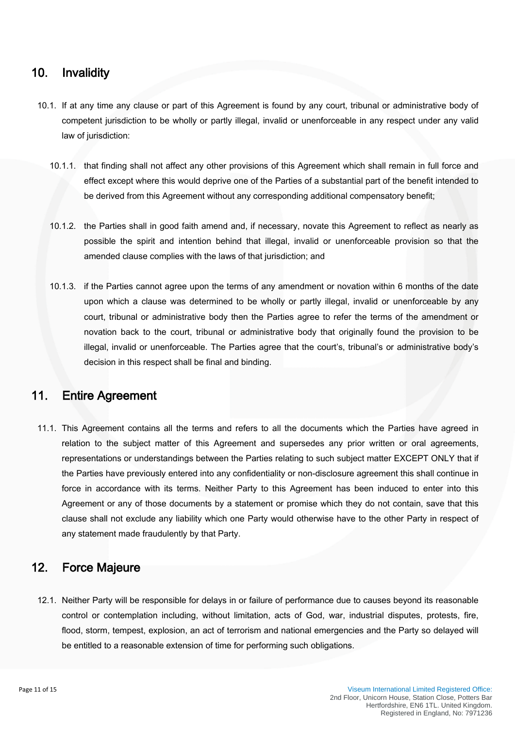## 10. Invalidity

10.1. If at any time any clause or part of this Agreement is found by any court, tribunal or administrative body of competent jurisdiction to be wholly or partly illegal, invalid or unenforceable in any respect under any valid law of jurisdiction:

10.1.1. that finding shall not affect any other provisions of this Agreement which shall remain in full force and effect except where this would deprive one of the Parties of a substantial part of the benefit intended to be derived from this Agreement without any corresponding additional compensatory benefit;

10.1.2. the Parties shall in good faith amend and, if necessary, novate this Agreement to reflect as nearly as possible the spirit and intention behind that illegal, invalid or unenforceable provision so that the amended clause complies with the laws of that jurisdiction; and

10.1.3. if the Parties cannot agree upon the terms of any amendment or novation within 6 months of the date upon which a clause was determined to be wholly or partly illegal, invalid or unenforceable by any court, tribunal or administrative body then the Parties agree to refer the terms of the amendment or novation back to the court, tribunal or administrative body that originally found the provision to be illegal, invalid or unenforceable. The Parties agree that the court's, tribunal's or administrative body's decision in this respect shall be final and binding.

## 11. Entire Agreement

11.1. This Agreement contains all the terms and refers to all the documents which the Parties have agreed in relation to the subject matter of this Agreement and supersedes any prior written or oral agreements, representations or understandings between the Parties relating to such subject matter EXCEPT ONLY that if the Parties have previously entered into any confidentiality or non-disclosure agreement this shall continue in force in accordance with its terms. Neither Party to this Agreement has been induced to enter into this Agreement or any of those documents by a statement or promise which they do not contain, save that this clause shall not exclude any liability which one Party would otherwise have to the other Party in respect of any statement made fraudulently by that Party.

## 12. Force Majeure

12.1. Neither Party will be responsible for delays in or failure of performance due to causes beyond its reasonable control or contemplation including, without limitation, acts of God, war, industrial disputes, protests, fire, flood, storm, tempest, explosion, an act of terrorism and national emergencies and the Party so delayed will be entitled to a reasonable extension of time for performing such obligations.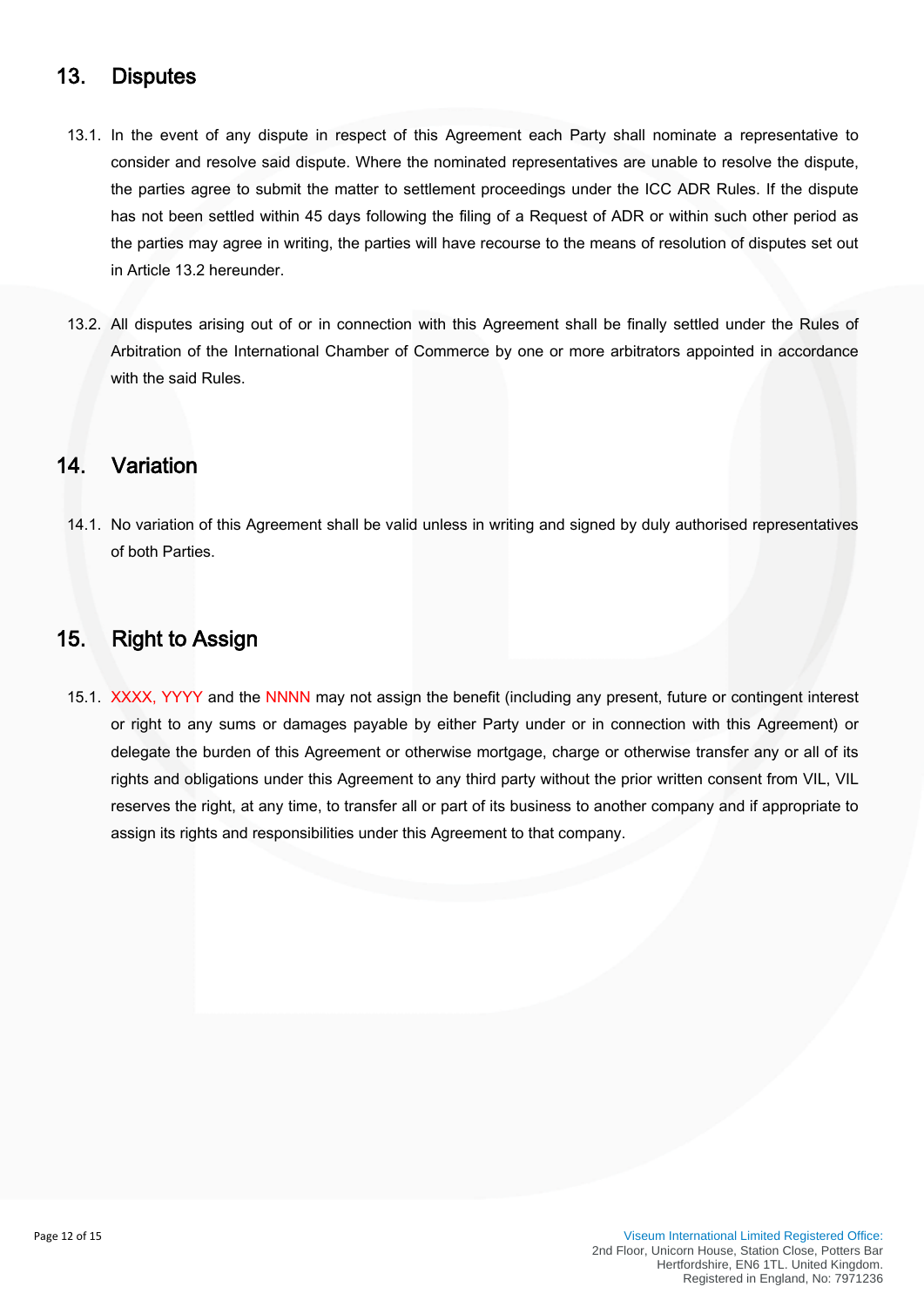## 13. Disputes

13.1. In the event of any dispute in respect of this Agreement each Party shall nominate a representative to consider and resolve said dispute. Where the nominated representatives are unable to resolve the dispute, the parties agree to submit the matter to settlement proceedings under the ICC ADR Rules. If the dispute has not been settled within 45 days following the filing of a Request of ADR or within such other period as the parties may agree in writing, the parties will have recourse to the means of resolution of disputes set out in Article 13.2 hereunder.

13.2. All disputes arising out of or in connection with this Agreement shall be finally settled under the Rules of Arbitration of the International Chamber of Commerce by one or more arbitrators appointed in accordance with the said Rules.

## 14. Variation

14.1. No variation of this Agreement shall be valid unless in writing and signed by duly authorised representatives of both Parties.

## 15. Right to Assign

15.1. XXXX, YYYY and the NNNN may not assign the benefit (including any present, future or contingent interest or right to any sums or damages payable by either Party under or in connection with this Agreement) or delegate the burden of this Agreement or otherwise mortgage, charge or otherwise transfer any or all of its rights and obligations under this Agreement to any third party without the prior written consent from VIL, VIL reserves the right, at any time, to transfer all or part of its business to another company and if appropriate to assign its rights and responsibilities under this Agreement to that company.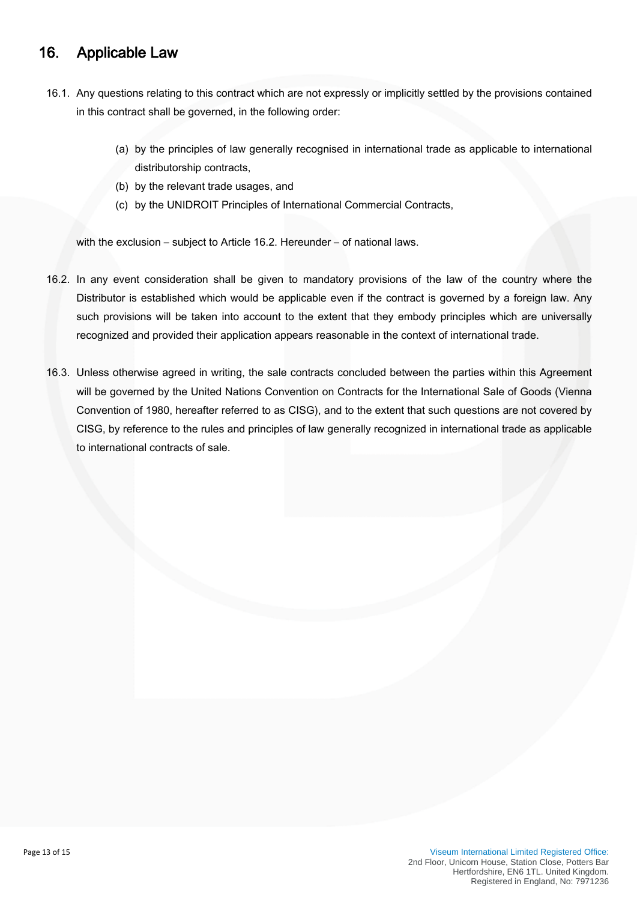## 16. Applicable Law

16.1. Any questions relating to this contract which are not expressly or implicitly settled by the provisions contained in this contract shall be governed, in the following order:

   (a) by the principles of law generally recognised in international trade as applicable to international distributorship contracts,
   (b) by the relevant trade usages, and
   (c) by the UNIDROIT Principles of International Commercial Contracts,

with the exclusion – subject to Article 16.2. Hereunder – of national laws.

16.2. In any event consideration shall be given to mandatory provisions of the law of the country where the Distributor is established which would be applicable even if the contract is governed by a foreign law. Any such provisions will be taken into account to the extent that they embody principles which are universally recognized and provided their application appears reasonable in the context of international trade.

16.3. Unless otherwise agreed in writing, the sale contracts concluded between the parties within this Agreement will be governed by the United Nations Convention on Contracts for the International Sale of Goods (Vienna Convention of 1980, hereafter referred to as CISG), and to the extent that such questions are not covered by CISG, by reference to the rules and principles of law generally recognized in international trade as applicable to international contracts of sale.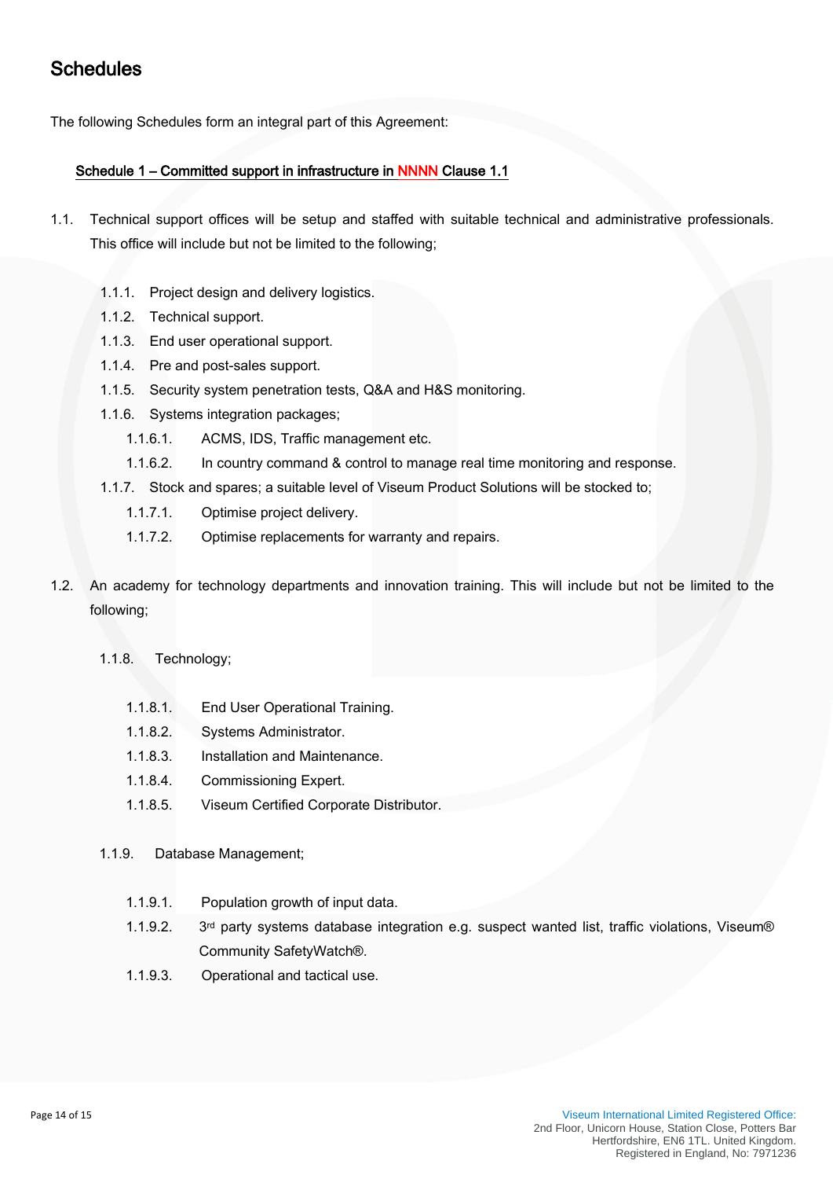# Schedules

The following Schedules form an integral part of this Agreement:

**Schedule 1 – Committed support in infrastructure in NNNN Clause 1.1**

1.1. Technical support offices will be setup and staffed with suitable technical and administrative professionals. This office will include but not be limited to the following;

- 1.1.1. Project design and delivery logistics.
- 1.1.2. Technical support.
- 1.1.3. End user operational support.
- 1.1.4. Pre and post-sales support.
- 1.1.5. Security system penetration tests, Q&A and H&S monitoring.
- 1.1.6. Systems integration packages;
  - 1.1.6.1. ACMS, IDS, Traffic management etc.
  - 1.1.6.2. In country command & control to manage real time monitoring and response.
- 1.1.7. Stock and spares; a suitable level of Viseum Product Solutions will be stocked to;
  - 1.1.7.1. Optimise project delivery.
  - 1.1.7.2. Optimise replacements for warranty and repairs.

1.2. An academy for technology departments and innovation training. This will include but not be limited to the following;

- 1.1.8. Technology;
  - 1.1.8.1. End User Operational Training.
  - 1.1.8.2. Systems Administrator.
  - 1.1.8.3. Installation and Maintenance.
  - 1.1.8.4. Commissioning Expert.
  - 1.1.8.5. Viseum Certified Corporate Distributor.
- 1.1.9. Database Management;
  - 1.1.9.1. Population growth of input data.
  - 1.1.9.2. 3rd party systems database integration e.g. suspect wanted list, traffic violations, Viseum® Community SafetyWatch®.
  - 1.1.9.3. Operational and tactical use.

Viseum International Limited Registered Office:
2nd Floor, Unicorn House, Station Close, Potters Bar
Hertfordshire, EN6 1TL. United Kingdom.
Registered in England, No: 7971236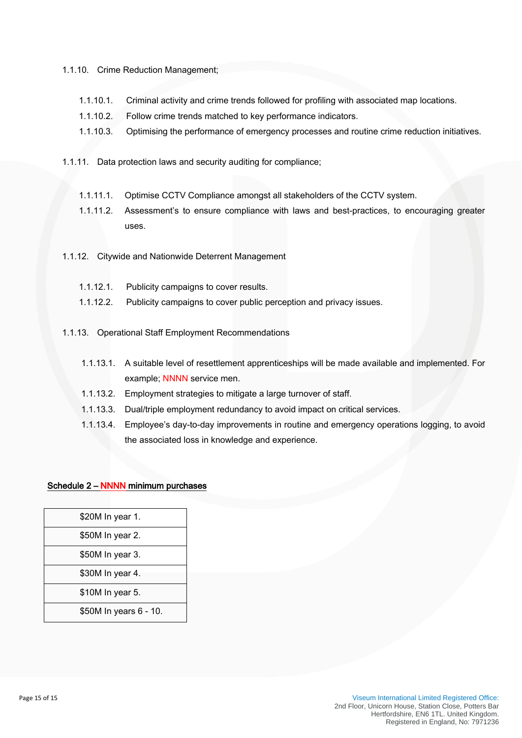1.1.10. Crime Reduction Management;

1.1.10.1. Criminal activity and crime trends followed for profiling with associated map locations.

1.1.10.2. Follow crime trends matched to key performance indicators.

1.1.10.3. Optimising the performance of emergency processes and routine crime reduction initiatives.

1.1.11. Data protection laws and security auditing for compliance;

1.1.11.1. Optimise CCTV Compliance amongst all stakeholders of the CCTV system.

1.1.11.2. Assessment's to ensure compliance with laws and best-practices, to encouraging greater uses.

1.1.12. Citywide and Nationwide Deterrent Management

1.1.12.1. Publicity campaigns to cover results.

1.1.12.2. Publicity campaigns to cover public perception and privacy issues.

1.1.13. Operational Staff Employment Recommendations

1.1.13.1. A suitable level of resettlement apprenticeships will be made available and implemented. For example; NNNN service men.

1.1.13.2. Employment strategies to mitigate a large turnover of staff.

1.1.13.3. Dual/triple employment redundancy to avoid impact on critical services.

1.1.13.4. Employee's day-to-day improvements in routine and emergency operations logging, to avoid the associated loss in knowledge and experience.

**Schedule 2 – NNNN minimum purchases**

| |
|---|
| $20M In year 1. |
| $50M In year 2. |
| $50M In year 3. |
| $30M In year 4. |
| $10M In year 5. |
| $50M In years 6 - 10. |

Viseum International Limited Registered Office:
2nd Floor, Unicorn House, Station Close, Potters Bar
Hertfordshire, EN6 1TL. United Kingdom.
Registered in England, No: 7971236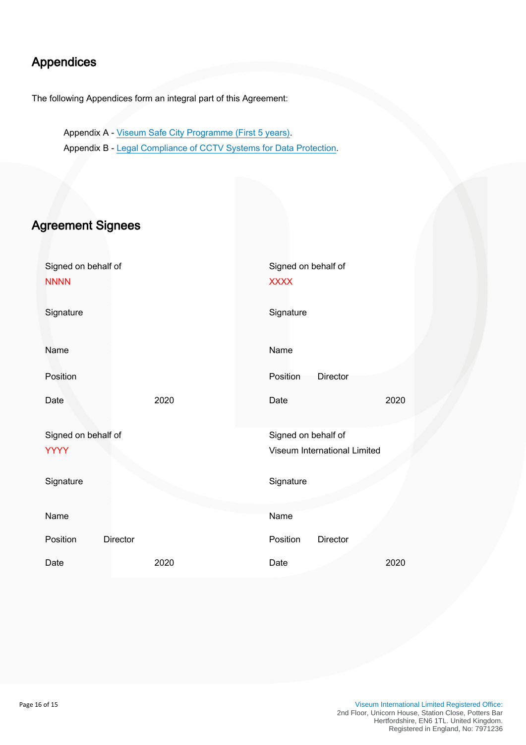## Appendices

The following Appendices form an integral part of this Agreement:

Appendix A - Viseum Safe City Programme (First 5 years).
Appendix B - Legal Compliance of CCTV Systems for Data Protection.

## Agreement Signees

| | |
|---|---|
| Signed on behalf of<br>NNNN | Signed on behalf of<br>XXXX |
| Signature | Signature |
| Name | Name |
| Position | Position Director |
| Date 2020 | Date 2020 |
| Signed on behalf of<br>YYYY | Signed on behalf of<br>Viseum International Limited |
| Signature | Signature |
| Name | Name |
| Position Director | Position Director |
| Date 2020 | Date 2020 |

Viseum International Limited Registered Office:
2nd Floor, Unicorn House, Station Close, Potters Bar
Hertfordshire, EN6 1TL. United Kingdom.
Registered in England, No: 7971236